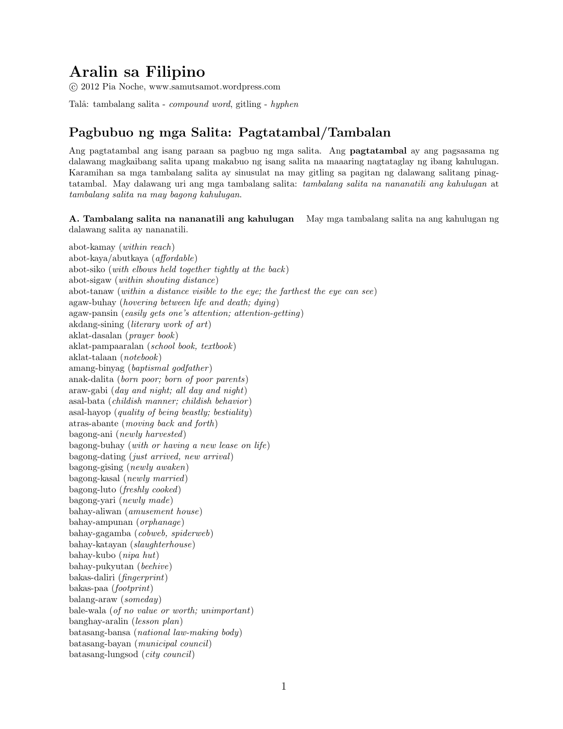# Aralin sa Filipino

© 2012 Pia Noche, www.samutsamot.wordpress.com

Talâ: tambalang salita - *compound word*, gitling - *hyphen*

## Pagbubuo ng mga Salita: Pagtatambal/Tambalan

Ang pagtatambal ang isang paraan sa pagbuo ng mga salita. Ang **pagtatambal** ay ang pagsasama ng dalawang magkaibang salita upang makabuo ng isang salita na maaaring nagtataglay ng ibang kahulugan. Karamihan sa mga tambalang salita ay sinusulat na may gitling sa pagitan ng dalawang salitang pinagtatambal. May dalawang uri ang mga tambalang salita: *tambalang salita na nananatili ang kahulugan* at *tambalang salita na may bagong kahulugan*.

**A. Tambalang salita na nananatili ang kahulugan** May mga tambalang salita na ang kahulugan ng dalawang salita ay nananatili.

abot-kamay (*within reach*)
abot-kaya/abutkaya (*affordable*)
abot-siko (*with elbows held together tightly at the back*)
abot-sigaw (*within shouting distance*)
abot-tanaw (*within a distance visible to the eye; the farthest the eye can see*)
agaw-buhay (*hovering between life and death; dying*)
agaw-pansin (*easily gets one's attention; attention-getting*)
akdang-sining (*literary work of art*)
aklat-dasalan (*prayer book*)
aklat-pampaaralan (*school book, textbook*)
aklat-talaan (*notebook*)
amang-binyag (*baptismal godfather*)
anak-dalita (*born poor; born of poor parents*)
araw-gabi (*day and night; all day and night*)
asal-bata (*childish manner; childish behavior*)
asal-hayop (*quality of being beastly; bestiality*)
atras-abante (*moving back and forth*)
bagong-ani (*newly harvested*)
bagong-buhay (*with or having a new lease on life*)
bagong-dating (*just arrived, new arrival*)
bagong-gising (*newly awaken*)
bagong-kasal (*newly married*)
bagong-luto (*freshly cooked*)
bagong-yari (*newly made*)
bahay-aliwan (*amusement house*)
bahay-ampunan (*orphanage*)
bahay-gagamba (*cobweb, spiderweb*)
bahay-katayan (*slaughterhouse*)
bahay-kubo (*nipa hut*)
bahay-pukyutan (*beehive*)
bakas-daliri (*fingerprint*)
bakas-paa (*footprint*)
balang-araw (*someday*)
bale-wala (*of no value or worth; unimportant*)
banghay-aralin (*lesson plan*)
batasang-bansa (*national law-making body*)
batasang-bayan (*municipal council*)
batasang-lungsod (*city council*)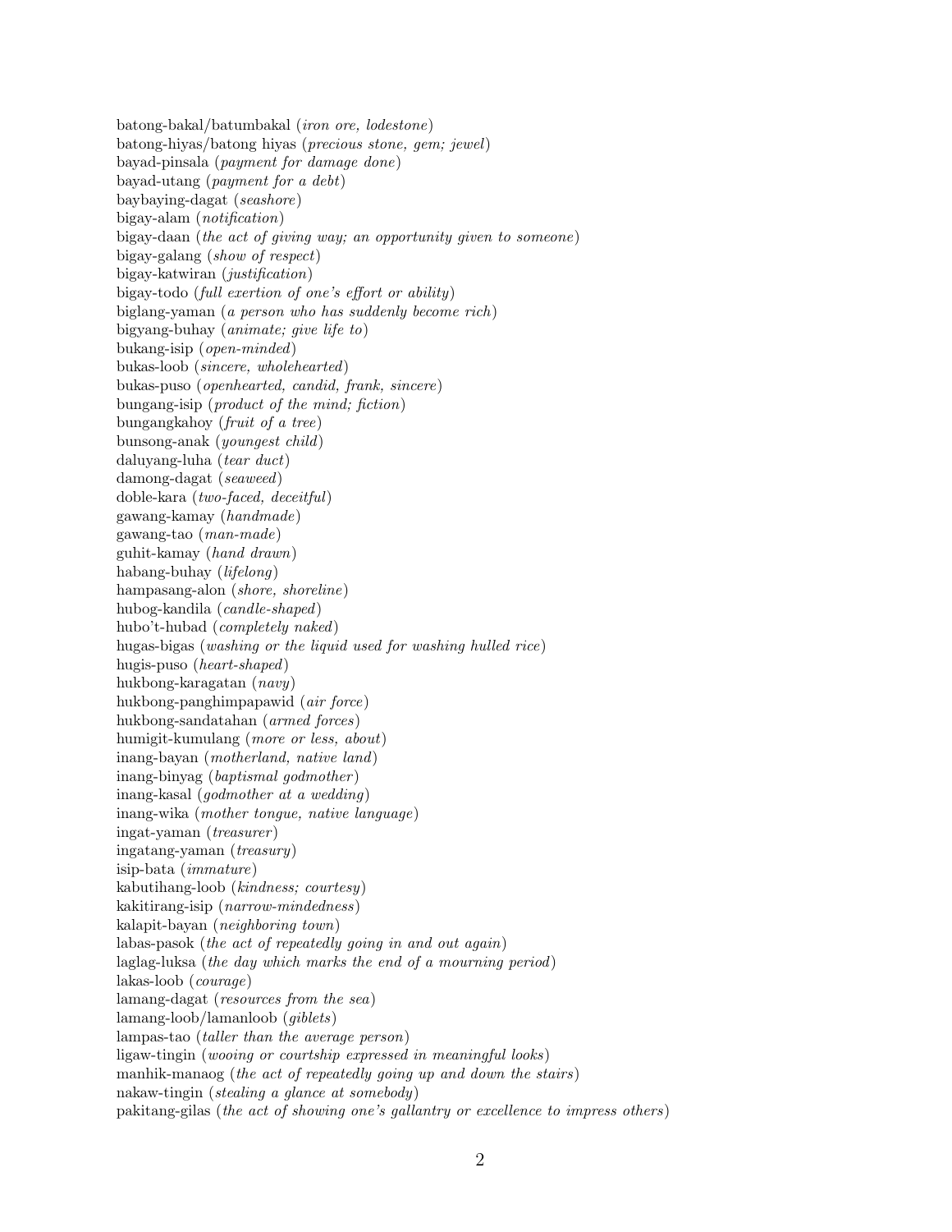batong-bakal/batumbakal (*iron ore, lodestone*)
batong-hiyas/batong hiyas (*precious stone, gem; jewel*)
bayad-pinsala (*payment for damage done*)
bayad-utang (*payment for a debt*)
baybaying-dagat (*seashore*)
bigay-alam (*notification*)
bigay-daan (*the act of giving way; an opportunity given to someone*)
bigay-galang (*show of respect*)
bigay-katwiran (*justification*)
bigay-todo (*full exertion of one's effort or ability*)
biglang-yaman (*a person who has suddenly become rich*)
bigyang-buhay (*animate; give life to*)
bukang-isip (*open-minded*)
bukas-loob (*sincere, wholehearted*)
bukas-puso (*openhearted, candid, frank, sincere*)
bungang-isip (*product of the mind; fiction*)
bungangkahoy (*fruit of a tree*)
bunsong-anak (*youngest child*)
daluyang-luha (*tear duct*)
damong-dagat (*seaweed*)
doble-kara (*two-faced, deceitful*)
gawang-kamay (*handmade*)
gawang-tao (*man-made*)
guhit-kamay (*hand drawn*)
habang-buhay (*lifelong*)
hampasang-alon (*shore, shoreline*)
hubog-kandila (*candle-shaped*)
hubo't-hubad (*completely naked*)
hugas-bigas (*washing or the liquid used for washing hulled rice*)
hugis-puso (*heart-shaped*)
hukbong-karagatan (*navy*)
hukbong-panghimpapawid (*air force*)
hukbong-sandatahan (*armed forces*)
humigit-kumulang (*more or less, about*)
inang-bayan (*motherland, native land*)
inang-binyag (*baptismal godmother*)
inang-kasal (*godmother at a wedding*)
inang-wika (*mother tongue, native language*)
ingat-yaman (*treasurer*)
ingatang-yaman (*treasury*)
isip-bata (*immature*)
kabutihang-loob (*kindness; courtesy*)
kakitirang-isip (*narrow-mindedness*)
kalapit-bayan (*neighboring town*)
labas-pasok (*the act of repeatedly going in and out again*)
laglag-luksa (*the day which marks the end of a mourning period*)
lakas-loob (*courage*)
lamang-dagat (*resources from the sea*)
lamang-loob/lamanloob (*giblets*)
lampas-tao (*taller than the average person*)
ligaw-tingin (*wooing or courtship expressed in meaningful looks*)
manhik-manaog (*the act of repeatedly going up and down the stairs*)
nakaw-tingin (*stealing a glance at somebody*)
pakitang-gilas (*the act of showing one's gallantry or excellence to impress others*)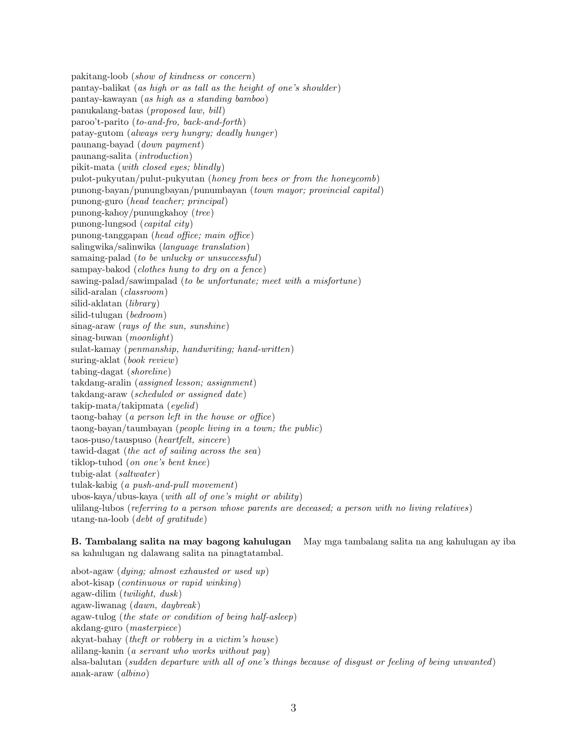pakitang-loob (*show of kindness or concern*)
pantay-balikat (*as high or as tall as the height of one's shoulder*)
pantay-kawayan (*as high as a standing bamboo*)
panukalang-batas (*proposed law, bill*)
paroo't-parito (*to-and-fro, back-and-forth*)
patay-gutom (*always very hungry; deadly hunger*)
paunang-bayad (*down payment*)
paunang-salita (*introduction*)
pikit-mata (*with closed eyes; blindly*)
pulot-pukyutan/pulut-pukyutan (*honey from bees or from the honeycomb*)
punong-bayan/punungbayan/punumbayan (*town mayor; provincial capital*)
punong-guro (*head teacher; principal*)
punong-kahoy/punungkahoy (*tree*)
punong-lungsod (*capital city*)
punong-tanggapan (*head office; main office*)
salingwika/salinwika (*language translation*)
samaing-palad (*to be unlucky or unsuccessful*)
sampay-bakod (*clothes hung to dry on a fence*)
sawing-palad/sawimpalad (*to be unfortunate; meet with a misfortune*)
silid-aralan (*classroom*)
silid-aklatan (*library*)
silid-tulugan (*bedroom*)
sinag-araw (*rays of the sun, sunshine*)
sinag-buwan (*moonlight*)
sulat-kamay (*penmanship, handwriting; hand-written*)
suring-aklat (*book review*)
tabing-dagat (*shoreline*)
takdang-aralin (*assigned lesson; assignment*)
takdang-araw (*scheduled or assigned date*)
takip-mata/takipmata (*eyelid*)
taong-bahay (*a person left in the house or office*)
taong-bayan/taumbayan (*people living in a town; the public*)
taos-puso/tauspuso (*heartfelt, sincere*)
tawid-dagat (*the act of sailing across the sea*)
tiklop-tuhod (*on one's bent knee*)
tubig-alat (*saltwater*)
tulak-kabig (*a push-and-pull movement*)
ubos-kaya/ubus-kaya (*with all of one's might or ability*)
ulilang-lubos (*referring to a person whose parents are deceased; a person with no living relatives*)
utang-na-loob (*debt of gratitude*)

**B. Tambalang salita na may bagong kahulugan** May mga tambalang salita na ang kahulugan ay iba sa kahulugan ng dalawang salita na pinagtatambal.

abot-agaw (*dying; almost exhausted or used up*)
abot-kisap (*continuous or rapid winking*)
agaw-dilim (*twilight, dusk*)
agaw-liwanag (*dawn, daybreak*)
agaw-tulog (*the state or condition of being half-asleep*)
akdang-guro (*masterpiece*)
akyat-bahay (*theft or robbery in a victim's house*)
alilang-kanin (*a servant who works without pay*)
alsa-balutan (*sudden departure with all of one's things because of disgust or feeling of being unwanted*)
anak-araw (*albino*)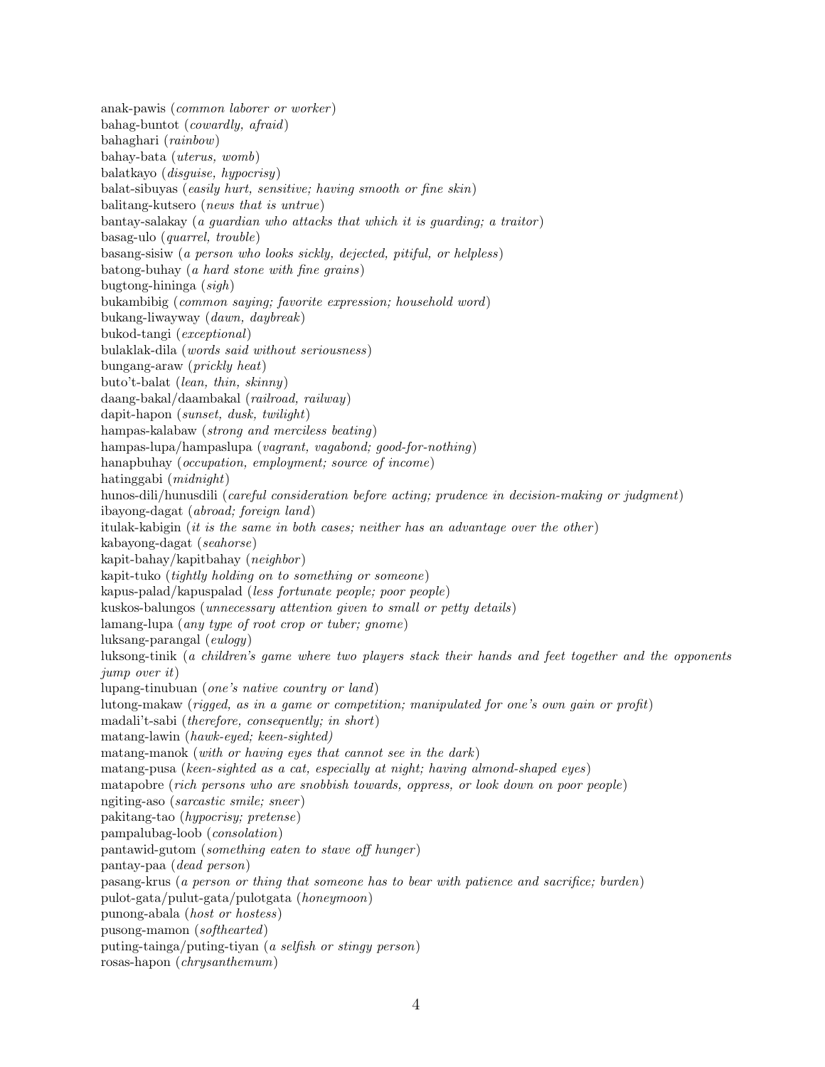anak-pawis (*common laborer or worker*)
bahag-buntot (*cowardly, afraid*)
bahaghari (*rainbow*)
bahay-bata (*uterus, womb*)
balatkayo (*disguise, hypocrisy*)
balat-sibuyas (*easily hurt, sensitive; having smooth or fine skin*)
balitang-kutsero (*news that is untrue*)
bantay-salakay (*a guardian who attacks that which it is guarding; a traitor*)
basag-ulo (*quarrel, trouble*)
basang-sisiw (*a person who looks sickly, dejected, pitiful, or helpless*)
batong-buhay (*a hard stone with fine grains*)
bugtong-hininga (*sigh*)
bukambibig (*common saying; favorite expression; household word*)
bukang-liwayway (*dawn, daybreak*)
bukod-tangi (*exceptional*)
bulaklak-dila (*words said without seriousness*)
bungang-araw (*prickly heat*)
buto't-balat (*lean, thin, skinny*)
daang-bakal/daambakal (*railroad, railway*)
dapit-hapon (*sunset, dusk, twilight*)
hampas-kalabaw (*strong and merciless beating*)
hampas-lupa/hampaslupa (*vagrant, vagabond; good-for-nothing*)
hanapbuhay (*occupation, employment; source of income*)
hatinggabi (*midnight*)
hunos-dili/hunusdili (*careful consideration before acting; prudence in decision-making or judgment*)
ibayong-dagat (*abroad; foreign land*)
itulak-kabigin (*it is the same in both cases; neither has an advantage over the other*)
kabayong-dagat (*seahorse*)
kapit-bahay/kapitbahay (*neighbor*)
kapit-tuko (*tightly holding on to something or someone*)
kapus-palad/kapuspalad (*less fortunate people; poor people*)
kuskos-balungos (*unnecessary attention given to small or petty details*)
lamang-lupa (*any type of root crop or tuber; gnome*)
luksang-parangal (*eulogy*)
luksong-tinik (*a children's game where two players stack their hands and feet together and the opponents jump over it*)
lupang-tinubuan (*one's native country or land*)
lutong-makaw (*rigged, as in a game or competition; manipulated for one's own gain or profit*)
madali't-sabi (*therefore, consequently; in short*)
matang-lawin (*hawk-eyed; keen-sighted*)
matang-manok (*with or having eyes that cannot see in the dark*)
matang-pusa (*keen-sighted as a cat, especially at night; having almond-shaped eyes*)
matapobre (*rich persons who are snobbish towards, oppress, or look down on poor people*)
ngiting-aso (*sarcastic smile; sneer*)
pakitang-tao (*hypocrisy; pretense*)
pampalubag-loob (*consolation*)
pantawid-gutom (*something eaten to stave off hunger*)
pantay-paa (*dead person*)
pasang-krus (*a person or thing that someone has to bear with patience and sacrifice; burden*)
pulot-gata/pulut-gata/pulotgata (*honeymoon*)
punong-abala (*host or hostess*)
pusong-mamon (*softhearted*)
puting-tainga/puting-tiyan (*a selfish or stingy person*)
rosas-hapon (*chrysanthemum*)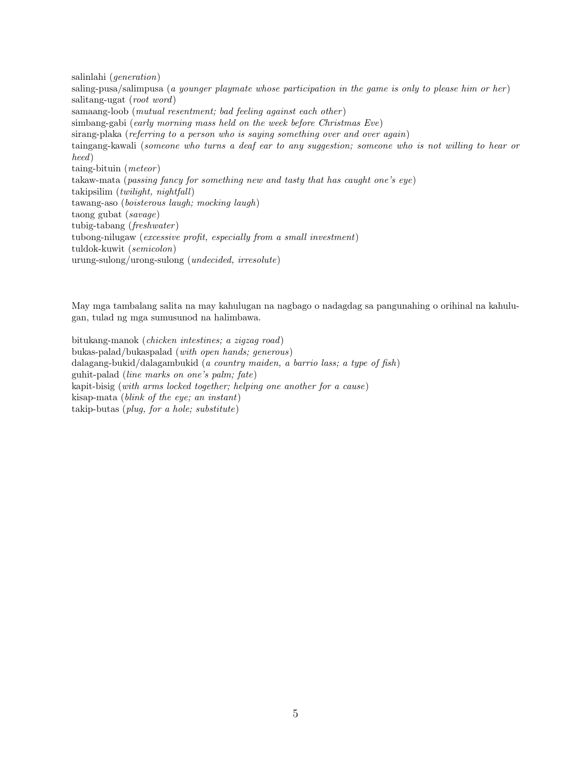salinlahi (*generation*)  
saling-pusa/salimpusa (*a younger playmate whose participation in the game is only to please him or her*)  
salitang-ugat (*root word*)  
samaang-loob (*mutual resentment; bad feeling against each other*)  
simbang-gabi (*early morning mass held on the week before Christmas Eve*)  
sirang-plaka (*referring to a person who is saying something over and over again*)  
taingang-kawali (*someone who turns a deaf ear to any suggestion; someone who is not willing to hear or heed*)  
taing-bituin (*meteor*)  
takaw-mata (*passing fancy for something new and tasty that has caught one's eye*)  
takipsilim (*twilight, nightfall*)  
tawang-aso (*boisterous laugh; mocking laugh*)  
taong gubat (*savage*)  
tubig-tabang (*freshwater*)  
tubong-nilugaw (*excessive profit, especially from a small investment*)  
tuldok-kuwit (*semicolon*)  
urung-sulong/urong-sulong (*undecided, irresolute*)

May mga tambalang salita na may kahulugan na nagbago o nadagdag sa pangunahing o orihinal na kahulugan, tulad ng mga sumusunod na halimbawa.

bitukang-manok (*chicken intestines; a zigzag road*)  
bukas-palad/bukaspalad (*with open hands; generous*)  
dalagang-bukid/dalagambukid (*a country maiden, a barrio lass; a type of fish*)  
guhit-palad (*line marks on one's palm; fate*)  
kapit-bisig (*with arms locked together; helping one another for a cause*)  
kisap-mata (*blink of the eye; an instant*)  
takip-butas (*plug, for a hole; substitute*)